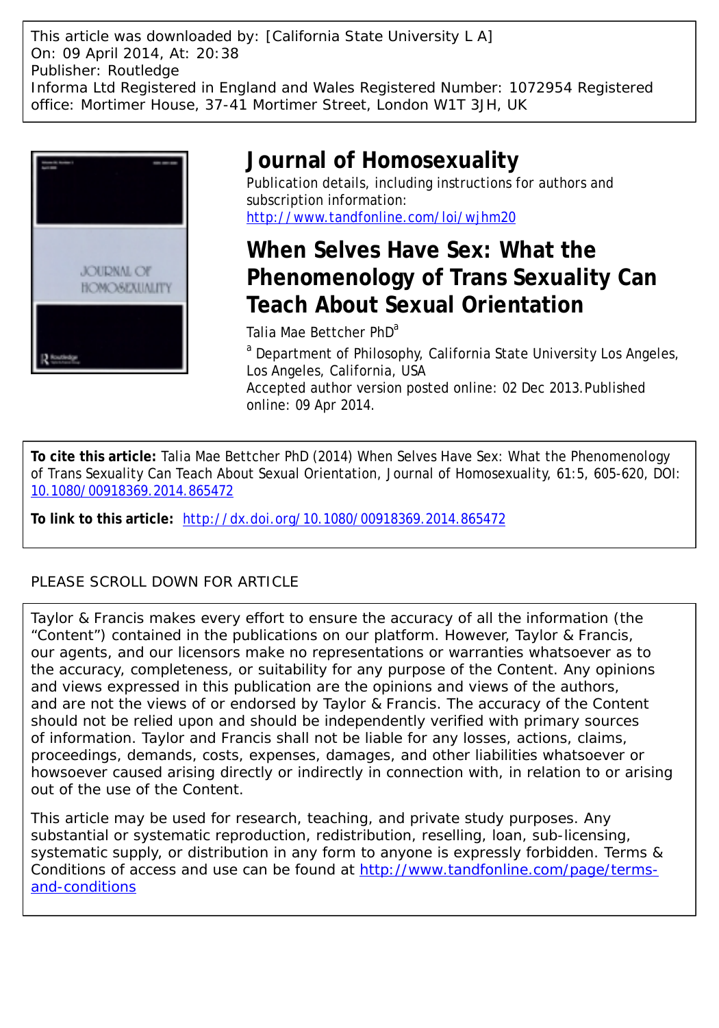This article was downloaded by: [California State University L A]
On: 09 April 2014, At: 20:38
Publisher: Routledge
Informa Ltd Registered in England and Wales Registered Number: 1072954 Registered office: Mortimer House, 37-41 Mortimer Street, London W1T 3JH, UK

# Journal of Homosexuality

Publication details, including instructions for authors and subscription information:
http://www.tandfonline.com/loi/wjhm20

# When Selves Have Sex: What the Phenomenology of Trans Sexuality Can Teach About Sexual Orientation

Talia Mae Bettcher PhD[a]

[a] Department of Philosophy, California State University Los Angeles, Los Angeles, California, USA

Accepted author version posted online: 02 Dec 2013. Published online: 09 Apr 2014.

**To cite this article:** Talia Mae Bettcher PhD (2014) When Selves Have Sex: What the Phenomenology of Trans Sexuality Can Teach About Sexual Orientation, Journal of Homosexuality, 61:5, 605-620, DOI: 10.1080/00918369.2014.865472

**To link to this article:** http://dx.doi.org/10.1080/00918369.2014.865472

PLEASE SCROLL DOWN FOR ARTICLE

Taylor & Francis makes every effort to ensure the accuracy of all the information (the "Content") contained in the publications on our platform. However, Taylor & Francis, our agents, and our licensors make no representations or warranties whatsoever as to the accuracy, completeness, or suitability for any purpose of the Content. Any opinions and views expressed in this publication are the opinions and views of the authors, and are not the views of or endorsed by Taylor & Francis. The accuracy of the Content should not be relied upon and should be independently verified with primary sources of information. Taylor and Francis shall not be liable for any losses, actions, claims, proceedings, demands, costs, expenses, damages, and other liabilities whatsoever or howsoever caused arising directly or indirectly in connection with, in relation to or arising out of the use of the Content.

This article may be used for research, teaching, and private study purposes. Any substantial or systematic reproduction, redistribution, reselling, loan, sub-licensing, systematic supply, or distribution in any form to anyone is expressly forbidden. Terms & Conditions of access and use can be found at http://www.tandfonline.com/page/terms-and-conditions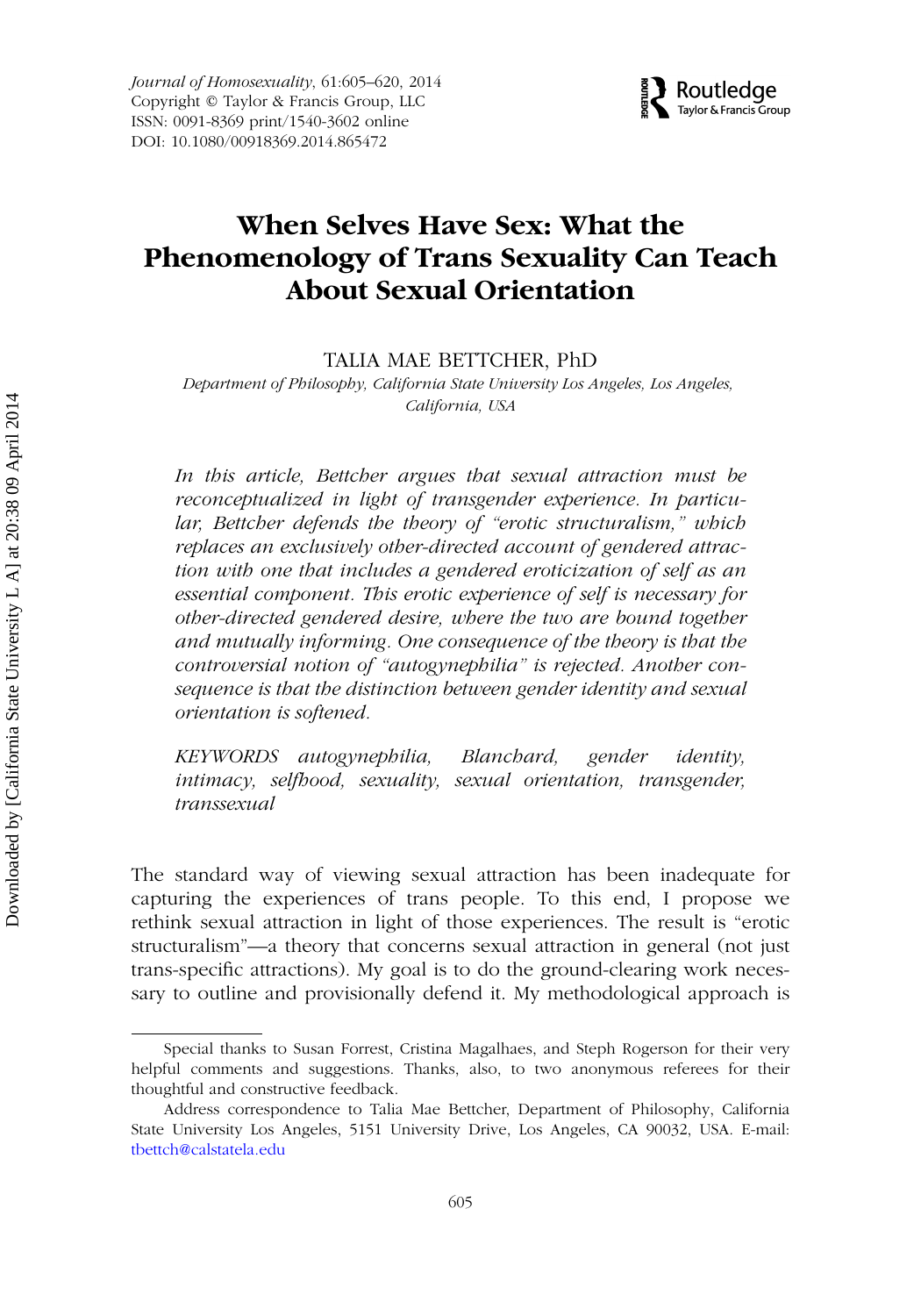# When Selves Have Sex: What the Phenomenology of Trans Sexuality Can Teach About Sexual Orientation

TALIA MAE BETTCHER, PhD

*Department of Philosophy, California State University Los Angeles, Los Angeles, California, USA*

*In this article, Bettcher argues that sexual attraction must be reconceptualized in light of transgender experience. In particular, Bettcher defends the theory of "erotic structuralism," which replaces an exclusively other-directed account of gendered attraction with one that includes a gendered eroticization of self as an essential component. This erotic experience of self is necessary for other-directed gendered desire, where the two are bound together and mutually informing. One consequence of the theory is that the controversial notion of "autogynephilia" is rejected. Another consequence is that the distinction between gender identity and sexual orientation is softened.*

*KEYWORDS autogynephilia, Blanchard, gender identity, intimacy, selfhood, sexuality, sexual orientation, transgender, transsexual*

The standard way of viewing sexual attraction has been inadequate for capturing the experiences of trans people. To this end, I propose we rethink sexual attraction in light of those experiences. The result is "erotic structuralism"—a theory that concerns sexual attraction in general (not just trans-specific attractions). My goal is to do the ground-clearing work necessary to outline and provisionally defend it. My methodological approach is

Special thanks to Susan Forrest, Cristina Magalhaes, and Steph Rogerson for their very helpful comments and suggestions. Thanks, also, to two anonymous referees for their thoughtful and constructive feedback.

Address correspondence to Talia Mae Bettcher, Department of Philosophy, California State University Los Angeles, 5151 University Drive, Los Angeles, CA 90032, USA. E-mail: tbettch@calstatela.edu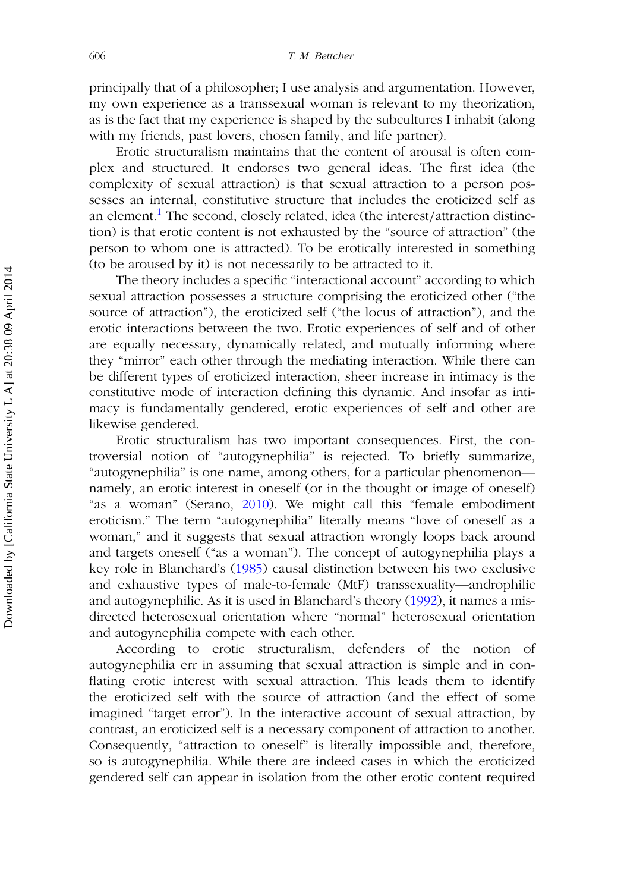principally that of a philosopher; I use analysis and argumentation. However, my own experience as a transsexual woman is relevant to my theorization, as is the fact that my experience is shaped by the subcultures I inhabit (along with my friends, past lovers, chosen family, and life partner).

Erotic structuralism maintains that the content of arousal is often complex and structured. It endorses two general ideas. The first idea (the complexity of sexual attraction) is that sexual attraction to a person possesses an internal, constitutive structure that includes the eroticized self as an element.[1] The second, closely related, idea (the interest/attraction distinction) is that erotic content is not exhausted by the "source of attraction" (the person to whom one is attracted). To be erotically interested in something (to be aroused by it) is not necessarily to be attracted to it.

The theory includes a specific "interactional account" according to which sexual attraction possesses a structure comprising the eroticized other ("the source of attraction"), the eroticized self ("the locus of attraction"), and the erotic interactions between the two. Erotic experiences of self and of other are equally necessary, dynamically related, and mutually informing where they "mirror" each other through the mediating interaction. While there can be different types of eroticized interaction, sheer increase in intimacy is the constitutive mode of interaction defining this dynamic. And insofar as intimacy is fundamentally gendered, erotic experiences of self and other are likewise gendered.

Erotic structuralism has two important consequences. First, the controversial notion of "autogynephilia" is rejected. To briefly summarize, "autogynephilia" is one name, among others, for a particular phenomenon—namely, an erotic interest in oneself (or in the thought or image of oneself) "as a woman" (Serano, 2010). We might call this "female embodiment eroticism." The term "autogynephilia" literally means "love of oneself as a woman," and it suggests that sexual attraction wrongly loops back around and targets oneself ("as a woman"). The concept of autogynephilia plays a key role in Blanchard's (1985) causal distinction between his two exclusive and exhaustive types of male-to-female (MtF) transsexuality—androphilic and autogynephilic. As it is used in Blanchard's theory (1992), it names a misdirected heterosexual orientation where "normal" heterosexual orientation and autogynephilia compete with each other.

According to erotic structuralism, defenders of the notion of autogynephilia err in assuming that sexual attraction is simple and in conflating erotic interest with sexual attraction. This leads them to identify the eroticized self with the source of attraction (and the effect of some imagined "target error"). In the interactive account of sexual attraction, by contrast, an eroticized self is a necessary component of attraction to another. Consequently, "attraction to oneself" is literally impossible and, therefore, so is autogynephilia. While there are indeed cases in which the eroticized gendered self can appear in isolation from the other erotic content required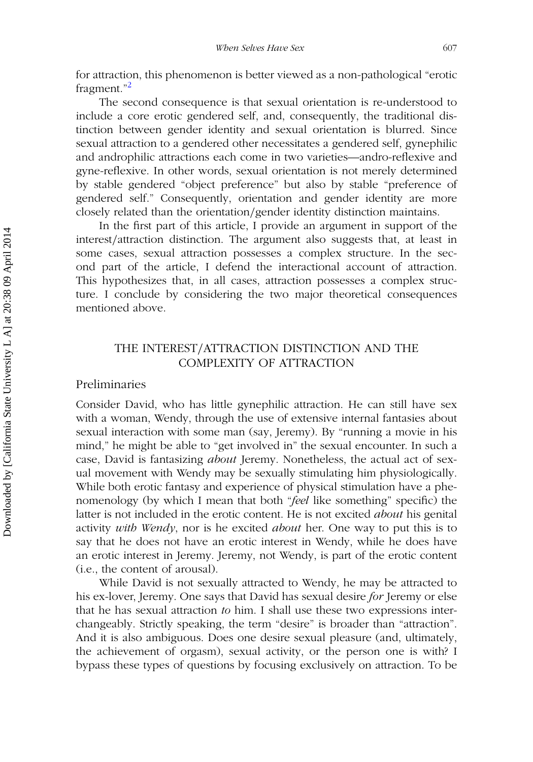for attraction, this phenomenon is better viewed as a non-pathological "erotic fragment."[2]

The second consequence is that sexual orientation is re-understood to include a core erotic gendered self, and, consequently, the traditional distinction between gender identity and sexual orientation is blurred. Since sexual attraction to a gendered other necessitates a gendered self, gynephilic and androphilic attractions each come in two varieties—andro-reflexive and gyne-reflexive. In other words, sexual orientation is not merely determined by stable gendered "object preference" but also by stable "preference of gendered self." Consequently, orientation and gender identity are more closely related than the orientation/gender identity distinction maintains.

In the first part of this article, I provide an argument in support of the interest/attraction distinction. The argument also suggests that, at least in some cases, sexual attraction possesses a complex structure. In the second part of the article, I defend the interactional account of attraction. This hypothesizes that, in all cases, attraction possesses a complex structure. I conclude by considering the two major theoretical consequences mentioned above.

## THE INTEREST/ATTRACTION DISTINCTION AND THE COMPLEXITY OF ATTRACTION

### Preliminaries

Consider David, who has little gynephilic attraction. He can still have sex with a woman, Wendy, through the use of extensive internal fantasies about sexual interaction with some man (say, Jeremy). By "running a movie in his mind," he might be able to "get involved in" the sexual encounter. In such a case, David is fantasizing *about* Jeremy. Nonetheless, the actual act of sexual movement with Wendy may be sexually stimulating him physiologically. While both erotic fantasy and experience of physical stimulation have a phenomenology (by which I mean that both "*feel* like something" specific) the latter is not included in the erotic content. He is not excited *about* his genital activity *with Wendy*, nor is he excited *about* her. One way to put this is to say that he does not have an erotic interest in Wendy, while he does have an erotic interest in Jeremy. Jeremy, not Wendy, is part of the erotic content (i.e., the content of arousal).

While David is not sexually attracted to Wendy, he may be attracted to his ex-lover, Jeremy. One says that David has sexual desire *for* Jeremy or else that he has sexual attraction *to* him. I shall use these two expressions interchangeably. Strictly speaking, the term "desire" is broader than "attraction". And it is also ambiguous. Does one desire sexual pleasure (and, ultimately, the achievement of orgasm), sexual activity, or the person one is with? I bypass these types of questions by focusing exclusively on attraction. To be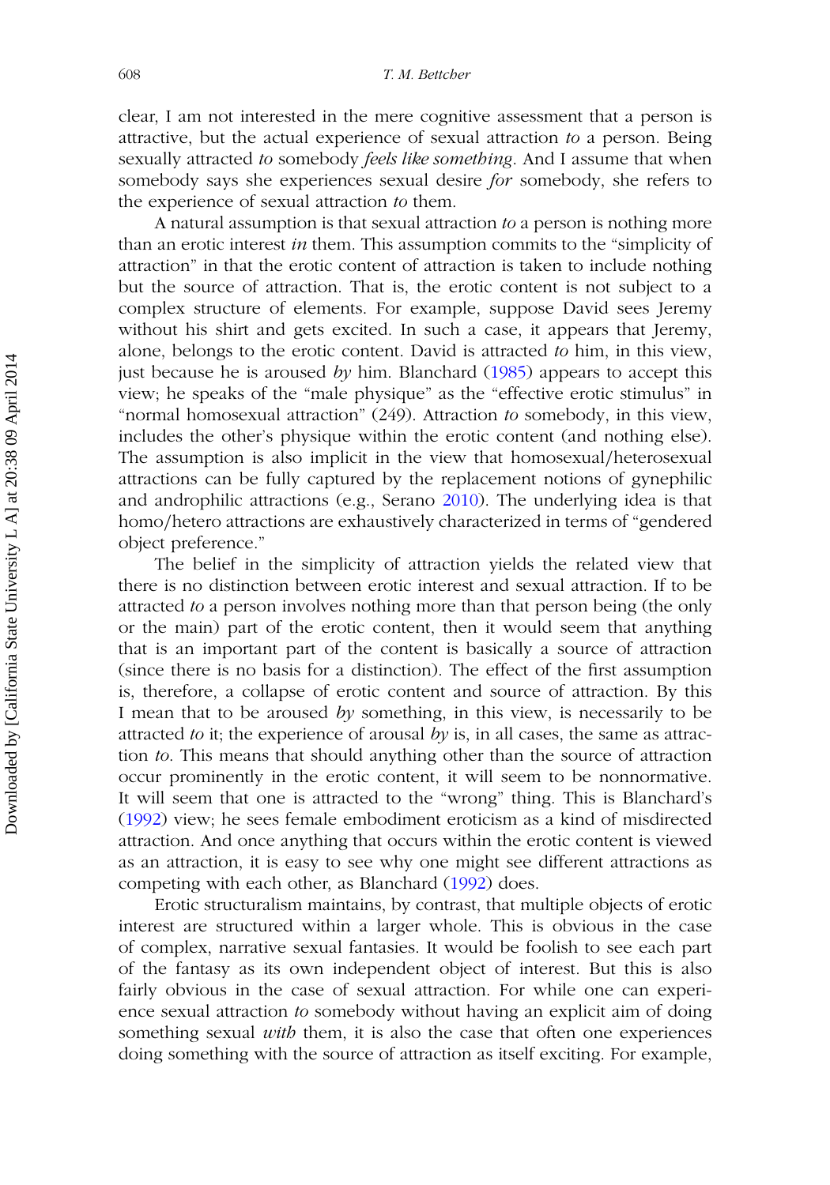clear, I am not interested in the mere cognitive assessment that a person is attractive, but the actual experience of sexual attraction *to* a person. Being sexually attracted *to* somebody *feels like something*. And I assume that when somebody says she experiences sexual desire *for* somebody, she refers to the experience of sexual attraction *to* them.

A natural assumption is that sexual attraction *to* a person is nothing more than an erotic interest *in* them. This assumption commits to the "simplicity of attraction" in that the erotic content of attraction is taken to include nothing but the source of attraction. That is, the erotic content is not subject to a complex structure of elements. For example, suppose David sees Jeremy without his shirt and gets excited. In such a case, it appears that Jeremy, alone, belongs to the erotic content. David is attracted *to* him, in this view, just because he is aroused *by* him. Blanchard (1985) appears to accept this view; he speaks of the "male physique" as the "effective erotic stimulus" in "normal homosexual attraction" (249). Attraction *to* somebody, in this view, includes the other's physique within the erotic content (and nothing else). The assumption is also implicit in the view that homosexual/heterosexual attractions can be fully captured by the replacement notions of gynephilic and androphilic attractions (e.g., Serano 2010). The underlying idea is that homo/hetero attractions are exhaustively characterized in terms of "gendered object preference."

The belief in the simplicity of attraction yields the related view that there is no distinction between erotic interest and sexual attraction. If to be attracted *to* a person involves nothing more than that person being (the only or the main) part of the erotic content, then it would seem that anything that is an important part of the content is basically a source of attraction (since there is no basis for a distinction). The effect of the first assumption is, therefore, a collapse of erotic content and source of attraction. By this I mean that to be aroused *by* something, in this view, is necessarily to be attracted *to* it; the experience of arousal *by* is, in all cases, the same as attraction *to*. This means that should anything other than the source of attraction occur prominently in the erotic content, it will seem to be nonnormative. It will seem that one is attracted to the "wrong" thing. This is Blanchard's (1992) view; he sees female embodiment eroticism as a kind of misdirected attraction. And once anything that occurs within the erotic content is viewed as an attraction, it is easy to see why one might see different attractions as competing with each other, as Blanchard (1992) does.

Erotic structuralism maintains, by contrast, that multiple objects of erotic interest are structured within a larger whole. This is obvious in the case of complex, narrative sexual fantasies. It would be foolish to see each part of the fantasy as its own independent object of interest. But this is also fairly obvious in the case of sexual attraction. For while one can experience sexual attraction *to* somebody without having an explicit aim of doing something sexual *with* them, it is also the case that often one experiences doing something with the source of attraction as itself exciting. For example,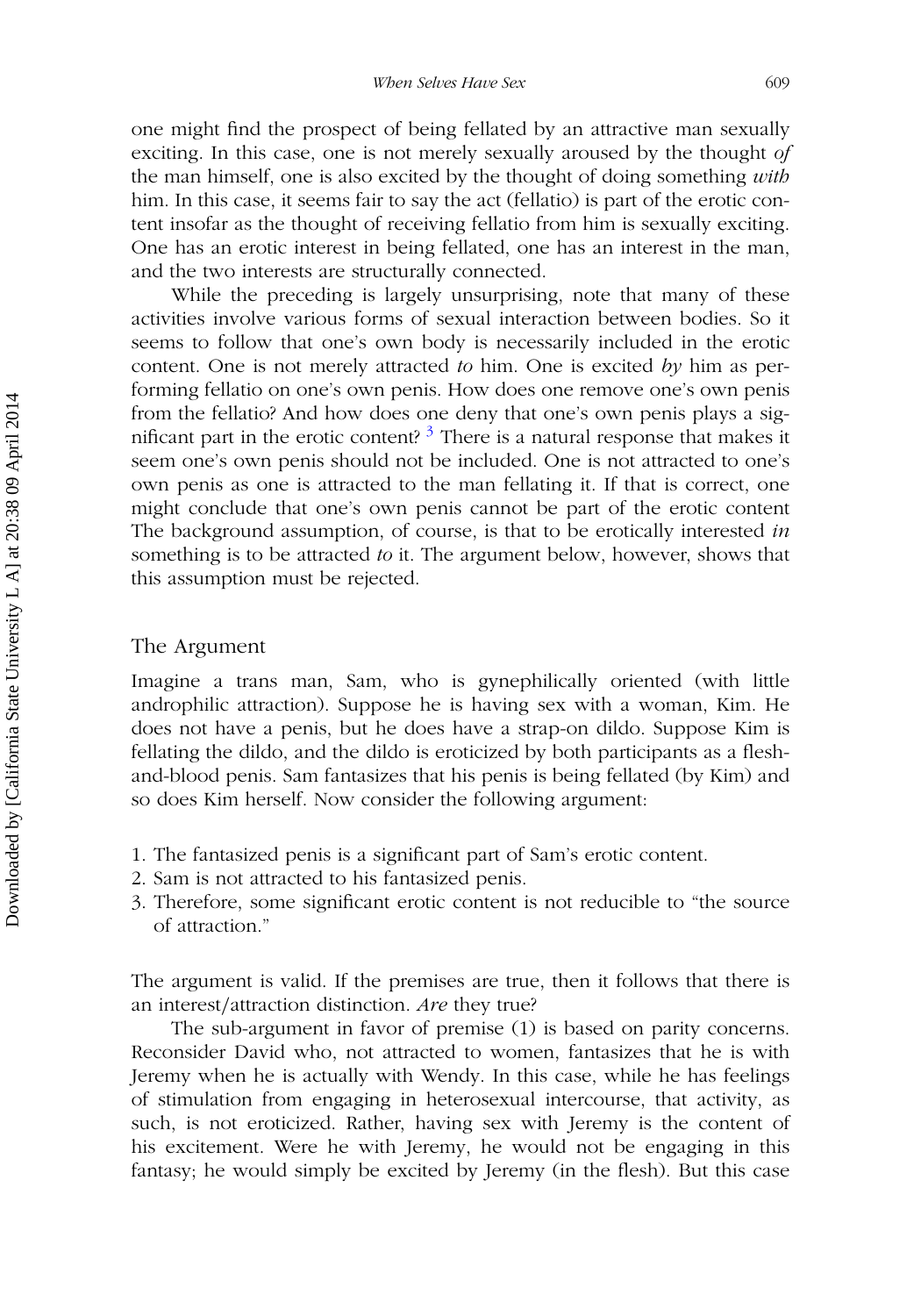one might find the prospect of being fellated by an attractive man sexually exciting. In this case, one is not merely sexually aroused by the thought *of* the man himself, one is also excited by the thought of doing something *with* him. In this case, it seems fair to say the act (fellatio) is part of the erotic content insofar as the thought of receiving fellatio from him is sexually exciting. One has an erotic interest in being fellated, one has an interest in the man, and the two interests are structurally connected.

While the preceding is largely unsurprising, note that many of these activities involve various forms of sexual interaction between bodies. So it seems to follow that one's own body is necessarily included in the erotic content. One is not merely attracted *to* him. One is excited *by* him as performing fellatio on one's own penis. How does one remove one's own penis from the fellatio? And how does one deny that one's own penis plays a significant part in the erotic content? [3] There is a natural response that makes it seem one's own penis should not be included. One is not attracted to one's own penis as one is attracted to the man fellating it. If that is correct, one might conclude that one's own penis cannot be part of the erotic content The background assumption, of course, is that to be erotically interested *in* something is to be attracted *to* it. The argument below, however, shows that this assumption must be rejected.

## The Argument

Imagine a trans man, Sam, who is gynephilically oriented (with little androphilic attraction). Suppose he is having sex with a woman, Kim. He does not have a penis, but he does have a strap-on dildo. Suppose Kim is fellating the dildo, and the dildo is eroticized by both participants as a flesh-and-blood penis. Sam fantasizes that his penis is being fellated (by Kim) and so does Kim herself. Now consider the following argument:

1. The fantasized penis is a significant part of Sam's erotic content.
2. Sam is not attracted to his fantasized penis.
3. Therefore, some significant erotic content is not reducible to "the source of attraction."

The argument is valid. If the premises are true, then it follows that there is an interest/attraction distinction. *Are* they true?

The sub-argument in favor of premise (1) is based on parity concerns. Reconsider David who, not attracted to women, fantasizes that he is with Jeremy when he is actually with Wendy. In this case, while he has feelings of stimulation from engaging in heterosexual intercourse, that activity, as such, is not eroticized. Rather, having sex with Jeremy is the content of his excitement. Were he with Jeremy, he would not be engaging in this fantasy; he would simply be excited by Jeremy (in the flesh). But this case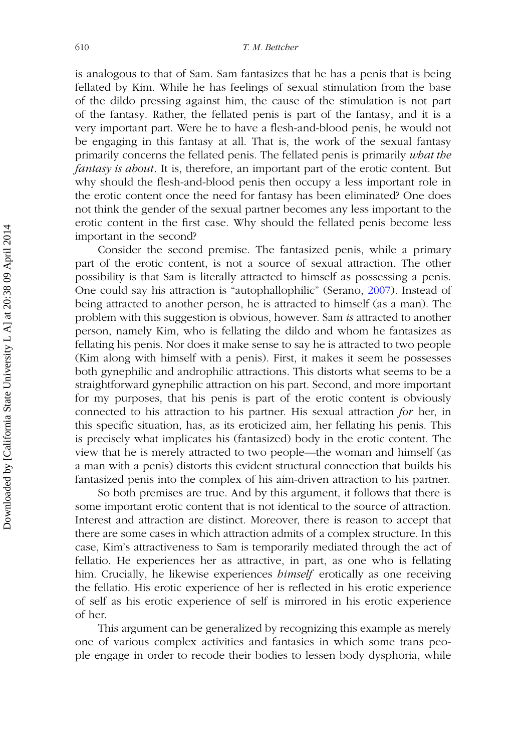is analogous to that of Sam. Sam fantasizes that he has a penis that is being fellated by Kim. While he has feelings of sexual stimulation from the base of the dildo pressing against him, the cause of the stimulation is not part of the fantasy. Rather, the fellated penis is part of the fantasy, and it is a very important part. Were he to have a flesh-and-blood penis, he would not be engaging in this fantasy at all. That is, the work of the sexual fantasy primarily concerns the fellated penis. The fellated penis is primarily *what the fantasy is about*. It is, therefore, an important part of the erotic content. But why should the flesh-and-blood penis then occupy a less important role in the erotic content once the need for fantasy has been eliminated? One does not think the gender of the sexual partner becomes any less important to the erotic content in the first case. Why should the fellated penis become less important in the second?

Consider the second premise. The fantasized penis, while a primary part of the erotic content, is not a source of sexual attraction. The other possibility is that Sam is literally attracted to himself as possessing a penis. One could say his attraction is "autophallophilic" (Serano, 2007). Instead of being attracted to another person, he is attracted to himself (as a man). The problem with this suggestion is obvious, however. Sam *is* attracted to another person, namely Kim, who is fellating the dildo and whom he fantasizes as fellating his penis. Nor does it make sense to say he is attracted to two people (Kim along with himself with a penis). First, it makes it seem he possesses both gynephilic and androphilic attractions. This distorts what seems to be a straightforward gynephilic attraction on his part. Second, and more important for my purposes, that his penis is part of the erotic content is obviously connected to his attraction to his partner. His sexual attraction *for* her, in this specific situation, has, as its eroticized aim, her fellating his penis. This is precisely what implicates his (fantasized) body in the erotic content. The view that he is merely attracted to two people—the woman and himself (as a man with a penis) distorts this evident structural connection that builds his fantasized penis into the complex of his aim-driven attraction to his partner.

So both premises are true. And by this argument, it follows that there is some important erotic content that is not identical to the source of attraction. Interest and attraction are distinct. Moreover, there is reason to accept that there are some cases in which attraction admits of a complex structure. In this case, Kim's attractiveness to Sam is temporarily mediated through the act of fellatio. He experiences her as attractive, in part, as one who is fellating him. Crucially, he likewise experiences *himself* erotically as one receiving the fellatio. His erotic experience of her is reflected in his erotic experience of self as his erotic experience of self is mirrored in his erotic experience of her.

This argument can be generalized by recognizing this example as merely one of various complex activities and fantasies in which some trans people engage in order to recode their bodies to lessen body dysphoria, while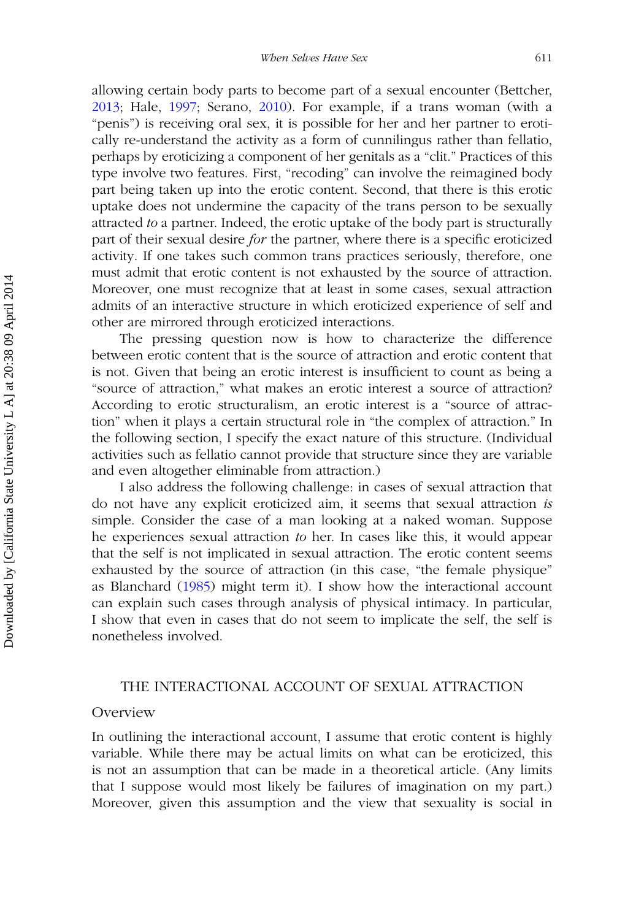allowing certain body parts to become part of a sexual encounter (Bettcher, 2013; Hale, 1997; Serano, 2010). For example, if a trans woman (with a "penis") is receiving oral sex, it is possible for her and her partner to erotically re-understand the activity as a form of cunnilingus rather than fellatio, perhaps by eroticizing a component of her genitals as a "clit." Practices of this type involve two features. First, "recoding" can involve the reimagined body part being taken up into the erotic content. Second, that there is this erotic uptake does not undermine the capacity of the trans person to be sexually attracted *to* a partner. Indeed, the erotic uptake of the body part is structurally part of their sexual desire *for* the partner, where there is a specific eroticized activity. If one takes such common trans practices seriously, therefore, one must admit that erotic content is not exhausted by the source of attraction. Moreover, one must recognize that at least in some cases, sexual attraction admits of an interactive structure in which eroticized experience of self and other are mirrored through eroticized interactions.

The pressing question now is how to characterize the difference between erotic content that is the source of attraction and erotic content that is not. Given that being an erotic interest is insufficient to count as being a "source of attraction," what makes an erotic interest a source of attraction? According to erotic structuralism, an erotic interest is a "source of attraction" when it plays a certain structural role in "the complex of attraction." In the following section, I specify the exact nature of this structure. (Individual activities such as fellatio cannot provide that structure since they are variable and even altogether eliminable from attraction.)

I also address the following challenge: in cases of sexual attraction that do not have any explicit eroticized aim, it seems that sexual attraction *is* simple. Consider the case of a man looking at a naked woman. Suppose he experiences sexual attraction *to* her. In cases like this, it would appear that the self is not implicated in sexual attraction. The erotic content seems exhausted by the source of attraction (in this case, "the female physique" as Blanchard (1985) might term it). I show how the interactional can explain such cases through analysis of physical intimacy. In particular, I show that even in cases that do not seem to implicate the self, the self is nonetheless involved.

## THE INTERACTIONAL ACCOUNT OF SEXUAL ATTRACTION

### Overview

In outlining the interactional account, I assume that erotic content is highly variable. While there may be actual limits on what can be eroticized, this is not an assumption that can be made in a theoretical article. (Any limits that I suppose would most likely be failures of imagination on my part.) Moreover, given this assumption and the view that sexuality is social in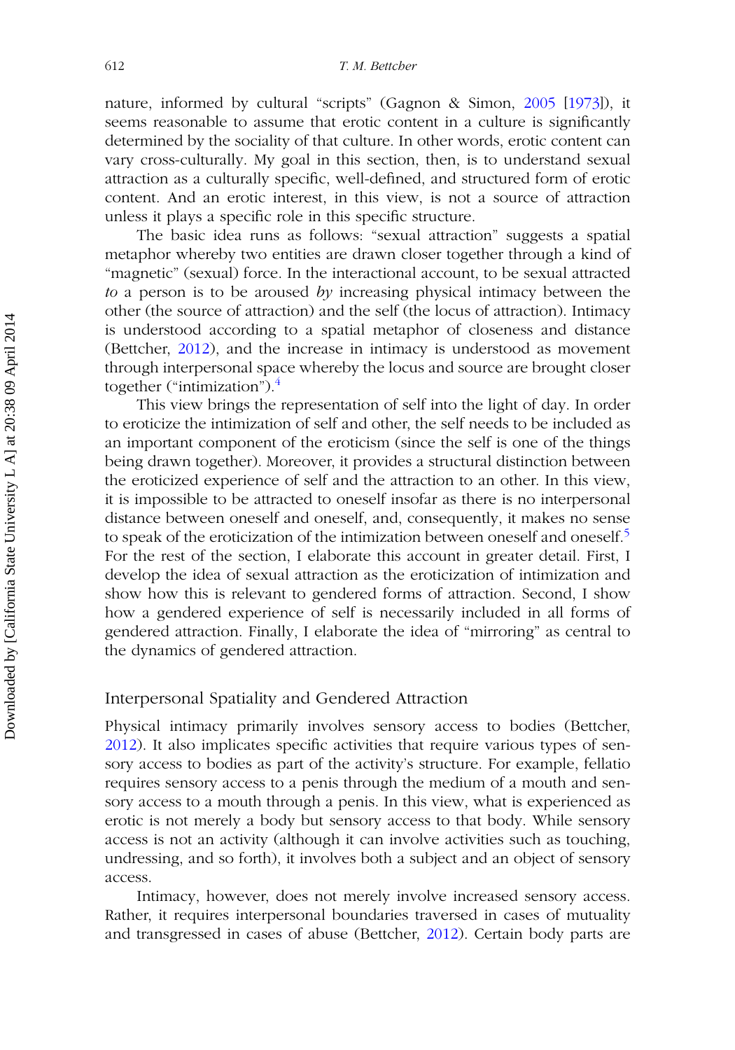nature, informed by cultural "scripts" (Gagnon & Simon, 2005 [1973]), it seems reasonable to assume that erotic content in a culture is significantly determined by the sociality of that culture. In other words, erotic content can vary cross-culturally. My goal in this section, then, is to understand sexual attraction as a culturally specific, well-defined, and structured form of erotic content. And an erotic interest, in this view, is not a source of attraction unless it plays a specific role in this specific structure.

The basic idea runs as follows: "sexual attraction" suggests a spatial metaphor whereby two entities are drawn closer together through a kind of "magnetic" (sexual) force. In the interactional account, to be sexual attracted *to* a person is to be aroused *by* increasing physical intimacy between the other (the source of attraction) and the self (the locus of attraction). Intimacy is understood according to a spatial metaphor of closeness and distance (Bettcher, 2012), and the increase in intimacy is understood as movement through interpersonal space whereby the locus and source are brought closer together ("intimization").[4]

This view brings the representation of self into the light of day. In order to eroticize the intimization of self and other, the self needs to be included as an important component of the eroticism (since the self is one of the things being drawn together). Moreover, it provides a structural distinction between the eroticized experience of self and the attraction to an other. In this view, it is impossible to be attracted to oneself insofar as there is no interpersonal distance between oneself and oneself, and, consequently, it makes no sense to speak of the eroticization of the intimization between oneself and oneself.[5] For the rest of the section, I elaborate this account in greater detail. First, I develop the idea of sexual attraction as the eroticization of intimization and show how this is relevant to gendered forms of attraction. Second, I show how a gendered experience of self is necessarily included in all forms of gendered attraction. Finally, I elaborate the idea of "mirroring" as central to the dynamics of gendered attraction.

## Interpersonal Spatiality and Gendered Attraction

Physical intimacy primarily involves sensory access to bodies (Bettcher, 2012). It also implicates specific activities that require various types of sensory access to bodies as part of the activity's structure. For example, fellatio requires sensory access to a penis through the medium of a mouth and sensory access to a mouth through a penis. In this view, what is experienced as erotic is not merely a body but sensory access to that body. While sensory access is not an activity (although it can involve activities such as touching, undressing, and so forth), it involves both a subject and an object of sensory access.

Intimacy, however, does not merely involve increased sensory access. Rather, it requires interpersonal boundaries traversed in cases of mutuality and transgressed in cases of abuse (Bettcher, 2012). Certain body parts are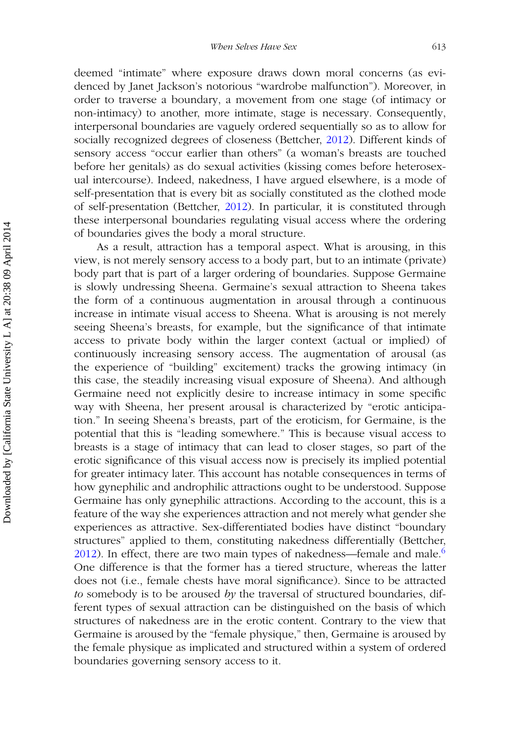deemed "intimate" where exposure draws down moral concerns (as evidenced by Janet Jackson's notorious "wardrobe malfunction"). Moreover, in order to traverse a boundary, a movement from one stage (of intimacy or non-intimacy) to another, more intimate, stage is necessary. Consequently, interpersonal boundaries are vaguely ordered sequentially so as to allow for socially recognized degrees of closeness (Bettcher, 2012). Different kinds of sensory access "occur earlier than others" (a woman's breasts are touched before her genitals) as do sexual activities (kissing comes before heterosexual intercourse). Indeed, nakedness, I have argued elsewhere, is a mode of self-presentation that is every bit as socially constituted as the clothed mode of self-presentation (Bettcher, 2012). In particular, it is constituted through these interpersonal boundaries regulating visual access where the ordering of boundaries gives the body a moral structure.

As a result, attraction has a temporal aspect. What is arousing, in this view, is not merely sensory access to a body part, but to an intimate (private) body part that is part of a larger ordering of boundaries. Suppose Germaine is slowly undressing Sheena. Germaine's sexual attraction to Sheena takes the form of a continuous augmentation in arousal through a continuous increase in intimate visual access to Sheena. What is arousing is not merely seeing Sheena's breasts, for example, but the significance of that intimate access to private body within the larger context (actual or implied) of continuously increasing sensory access. The augmentation of arousal (as the experience of "building" excitement) tracks the growing intimacy (in this case, the steadily increasing visual exposure of Sheena). And although Germaine need not explicitly desire to increase intimacy in some specific way with Sheena, her present arousal is characterized by "erotic anticipation." In seeing Sheena's breasts, part of the eroticism, for Germaine, is the potential that this is "leading somewhere." This is because visual access to breasts is a stage of intimacy that can lead to closer stages, so part of the erotic significance of this visual access now is precisely its implied potential for greater intimacy later. This account has notable consequences in terms of how gynephilic and androphilic attractions ought to be understood. Suppose Germaine has only gynephilic attractions. According to the account, this is a feature of the way she experiences attraction and not merely what gender she experiences as attractive. Sex-differentiated bodies have distinct "boundary structures" applied to them, constituting nakedness differentially (Bettcher, 2012). In effect, there are two main types of nakedness—female and male.[6] One difference is that the former has a tiered structure, whereas the latter does not (i.e., female chests have moral significance). Since to be attracted *to* somebody is to be aroused *by* the traversal of structured boundaries, different types of sexual attraction can be distinguished on the basis of which structures of nakedness are in the erotic content. Contrary to the view that Germaine is aroused by the "female physique," then, Germaine is aroused by the female physique as implicated and structured within a system of ordered boundaries governing sensory access to it.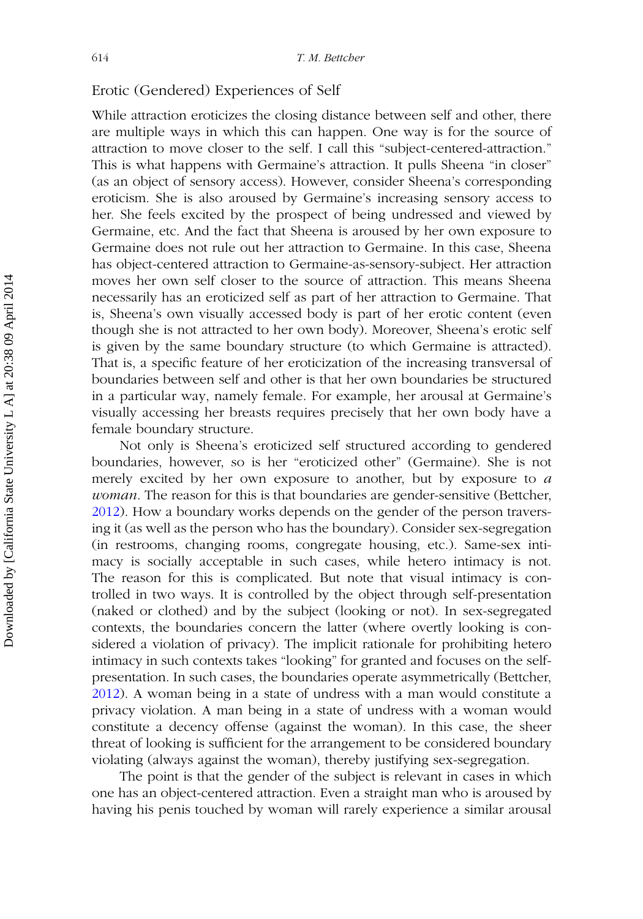## Erotic (Gendered) Experiences of Self

While attraction eroticizes the closing distance between self and other, there are multiple ways in which this can happen. One way is for the source of attraction to move closer to the self. I call this "subject-centered-attraction." This is what happens with Germaine's attraction. It pulls Sheena "in closer" (as an object of sensory access). However, consider Sheena's corresponding eroticism. She is also aroused by Germaine's increasing sensory access to her. She feels excited by the prospect of being undressed and viewed by Germaine, etc. And the fact that Sheena is aroused by her own exposure to Germaine does not rule out her attraction to Germaine. In this case, Sheena has object-centered attraction to Germaine-as-sensory-subject. Her attraction moves her own self closer to the source of attraction. This means Sheena necessarily has an eroticized self as part of her attraction to Germaine. That is, Sheena's own visually accessed body is part of her erotic content (even though she is not attracted to her own body). Moreover, Sheena's erotic self is given by the same boundary structure (to which Germaine is attracted). That is, a specific feature of her eroticization of the increasing transversal of boundaries between self and other is that her own boundaries be structured in a particular way, namely female. For example, her arousal at Germaine's visually accessing her breasts requires precisely that her own body have a female boundary structure.

Not only is Sheena's eroticized self structured according to gendered boundaries, however, so is her "eroticized other" (Germaine). She is not merely excited by her own exposure to another, but by exposure to *a woman*. The reason for this is that boundaries are gender-sensitive (Bettcher, 2012). How a boundary works depends on the gender of the person traversing it (as well as the person who has the boundary). Consider sex-segregation (in restrooms, changing rooms, congregate housing, etc.). Same-sex intimacy is socially acceptable in such cases, while hetero intimacy is not. The reason for this is complicated. But note that visual intimacy is controlled in two ways. It is controlled by the object through self-presentation (naked or clothed) and by the subject (looking or not). In sex-segregated contexts, the boundaries concern the latter (where overtly looking is considered a violation of privacy). The implicit rationale for prohibiting hetero intimacy in such contexts takes "looking" for granted and focuses on the self-presentation. In such cases, the boundaries operate asymmetrically (Bettcher, 2012). A woman being in a state of undress with a man would constitute a privacy violation. A man being in a state of undress with a woman would constitute a decency offense (against the woman). In this case, the sheer threat of looking is sufficient for the arrangement to be considered boundary violating (always against the woman), thereby justifying sex-segregation.

The point is that the gender of the subject is relevant in cases in which one has an object-centered attraction. Even a straight man who is aroused by having his penis touched by woman will rarely experience a similar arousal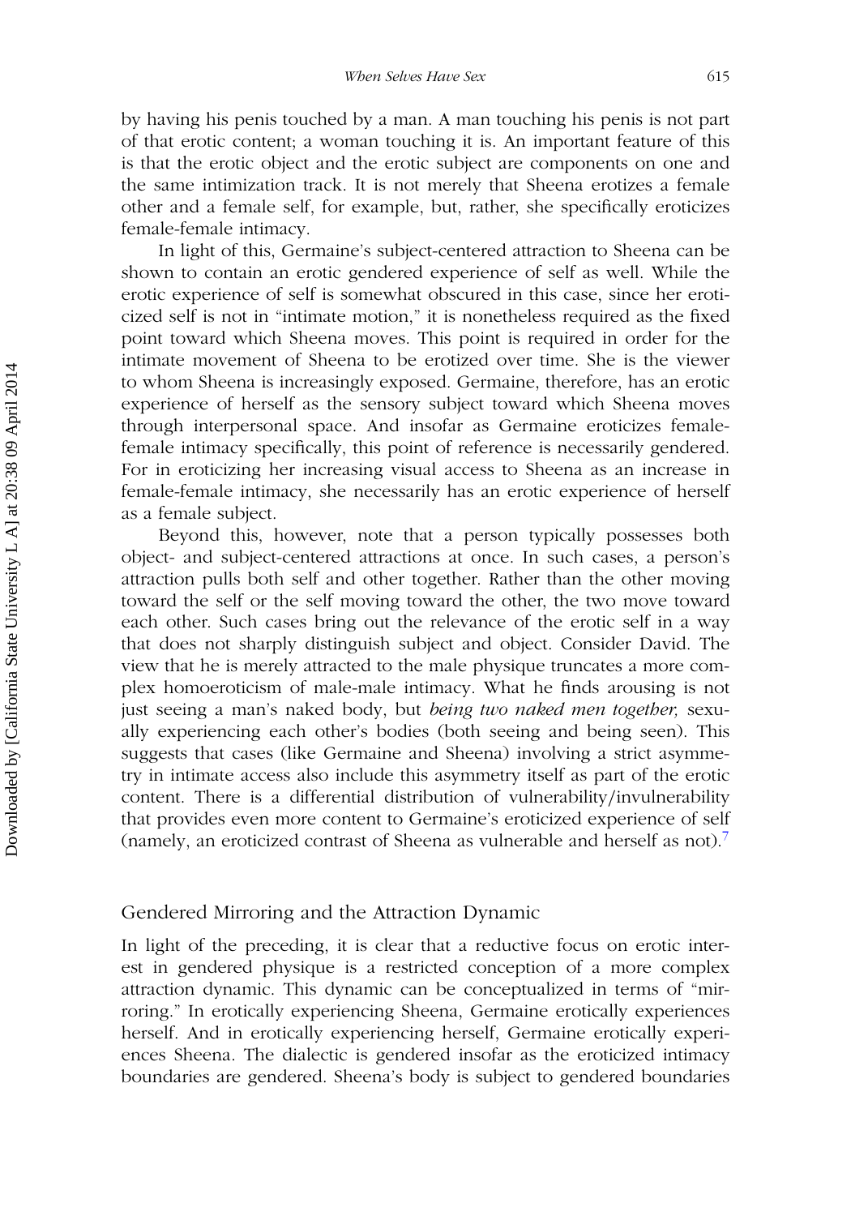by having his penis touched by a man. A man touching his penis is not part of that erotic content; a woman touching it is. An important feature of this is that the erotic object and the erotic subject are components on one and the same intimization track. It is not merely that Sheena erotizes a female other and a female self, for example, but, rather, she specifically eroticizes female-female intimacy.

In light of this, Germaine's subject-centered attraction to Sheena can be shown to contain an erotic gendered experience of self as well. While the erotic experience of self is somewhat obscured in this case, since her eroticized self is not in "intimate motion," it is nonetheless required as the fixed point toward which Sheena moves. This point is required in order for the intimate movement of Sheena to be erotized over time. She is the viewer to whom Sheena is increasingly exposed. Germaine, therefore, has an erotic experience of herself as the sensory subject toward which Sheena moves through interpersonal space. And insofar as Germaine eroticizes female-female intimacy specifically, this point of reference is necessarily gendered. For in eroticizing her increasing visual access to Sheena as an increase in female-female intimacy, she necessarily has an erotic experience of herself as a female subject.

Beyond this, however, note that a person typically possesses both object- and subject-centered attractions at once. In such cases, a person's attraction pulls both self and other together. Rather than the other moving toward the self or the self moving toward the other, the two move toward each other. Such cases bring out the relevance of the erotic self in a way that does not sharply distinguish subject and object. Consider David. The view that he is merely attracted to the male physique truncates a more complex homoeroticism of male-male intimacy. What he finds arousing is not just seeing a man's naked body, but *being two naked men together,* sexually experiencing each other's bodies (both seeing and being seen). This suggests that cases (like Germaine and Sheena) involving a strict asymmetry in intimate access also include this asymmetry itself as part of the erotic content. There is a differential distribution of vulnerability/invulnerability that provides even more content to Germaine's eroticized experience of self (namely, an eroticized contrast of Sheena as vulnerable and herself as not).[7]

## Gendered Mirroring and the Attraction Dynamic

In light of the preceding, it is clear that a reductive focus on erotic interest in gendered physique is a restricted conception of a more complex attraction dynamic. This dynamic can be conceptualized in terms of "mirroring." In erotically experiencing Sheena, Germaine erotically experiences herself. And in erotically experiencing herself, Germaine erotically experiences Sheena. The dialectic is gendered insofar as the eroticized intimacy boundaries are gendered. Sheena's body is subject to gendered boundaries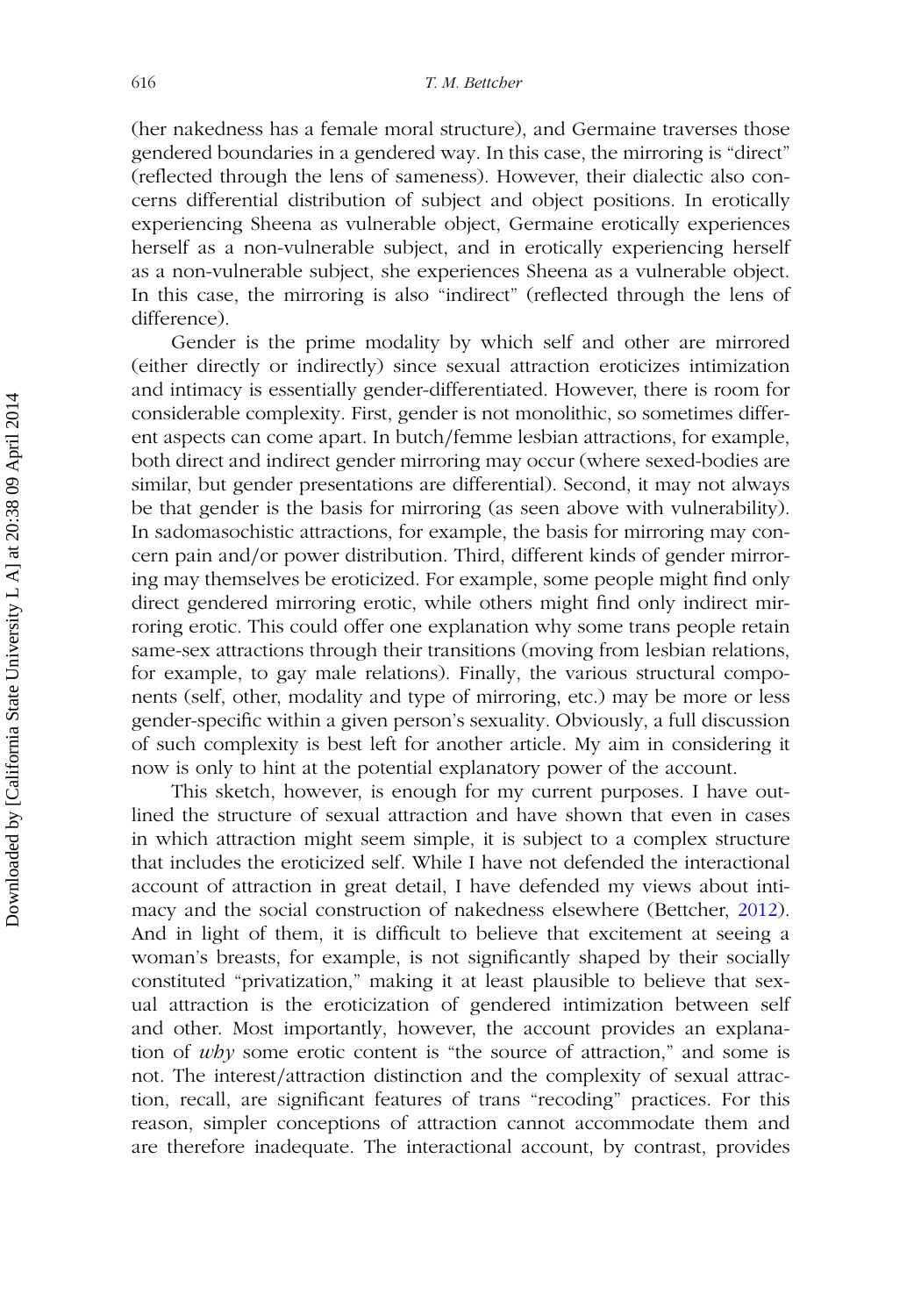(her nakedness has a female moral structure), and Germaine traverses those gendered boundaries in a gendered way. In this case, the mirroring is "direct" (reflected through the lens of sameness). However, their dialectic also concerns differential distribution of subject and object positions. In erotically experiencing Sheena as vulnerable object, Germaine erotically experiences herself as a non-vulnerable subject, and in erotically experiencing herself as a non-vulnerable subject, she experiences Sheena as a vulnerable object. In this case, the mirroring is also "indirect" (reflected through the lens of difference).

Gender is the prime modality by which self and other are mirrored (either directly or indirectly) since sexual attraction eroticizes intimization and intimacy is essentially gender-differentiated. However, there is room for considerable complexity. First, gender is not monolithic, so sometimes different aspects can come apart. In butch/femme lesbian attractions, for example, both direct and indirect gender mirroring may occur (where sexed-bodies are similar, but gender presentations are differential). Second, it may not always be that gender is the basis for mirroring (as seen above with vulnerability). In sadomasochistic attractions, for example, the basis for mirroring may concern pain and/or power distribution. Third, different kinds of gender mirroring may themselves be eroticized. For example, some people might find only direct gendered mirroring erotic, while others might find only indirect mirroring erotic. This could offer one explanation why some trans people retain same-sex attractions through their transitions (moving from lesbian relations, for example, to gay male relations). Finally, the various structural components (self, other, modality and type of mirroring, etc.) may be more or less gender-specific within a given person's sexuality. Obviously, a full discussion of such complexity is best left for another article. My aim in considering it now is only to hint at the potential explanatory power of the account.

This sketch, however, is enough for my current purposes. I have outlined the structure of sexual attraction and have shown that even in cases in which attraction might seem simple, it is subject to a complex structure that includes the eroticized self. While I have not defended the interactional account of attraction in great detail, I have defended my views about intimacy and the social construction of nakedness elsewhere (Bettcher, 2012). And in light of them, it is difficult to believe that excitement at seeing a woman's breasts, for example, is not significantly shaped by their socially constituted "privatization," making it at least plausible to believe that sexual attraction is the eroticization of gendered intimization between self and other. Most importantly, however, the account provides an explanation of *why* some erotic content is "the source of attraction," and some is not. The interest/attraction distinction and the complexity of sexual attraction, recall, are significant features of trans "recoding" practices. For this reason, simpler conceptions of attraction cannot accommodate them and are therefore inadequate. The interactional account, by contrast, provides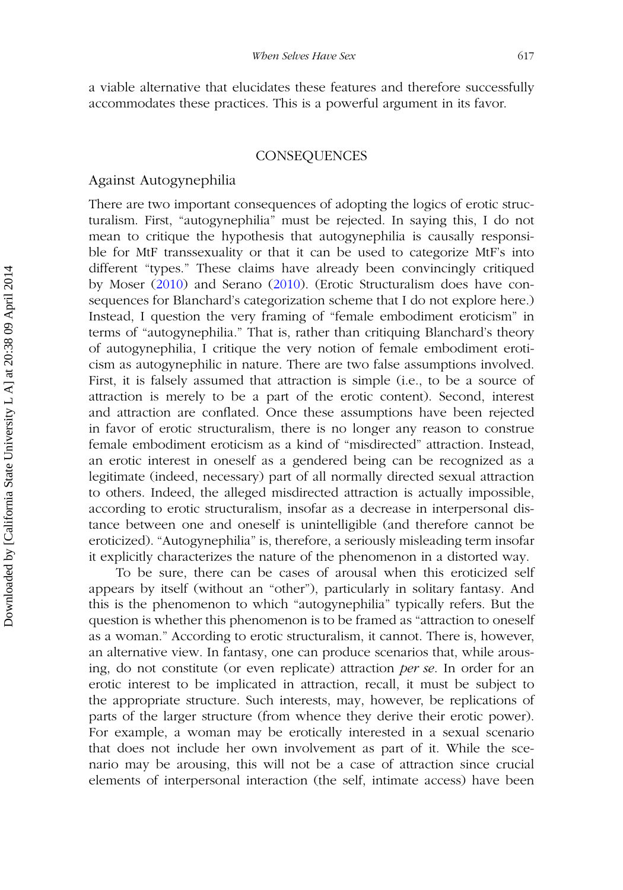a viable alternative that elucidates these features and therefore successfully accommodates these practices. This is a powerful argument in its favor.

## CONSEQUENCES

### Against Autogynephilia

There are two important consequences of adopting the logics of erotic structuralism. First, "autogynephilia" must be rejected. In saying this, I do not mean to critique the hypothesis that autogynephilia is causally responsible for MtF transsexuality or that it can be used to categorize MtF's into different "types." These claims have already been convincingly critiqued by Moser (2010) and Serano (2010). (Erotic Structuralism does have consequences for Blanchard's categorization scheme that I do not explore here.) Instead, I question the very framing of "female embodiment eroticism" in terms of "autogynephilia." That is, rather than critiquing Blanchard's theory of autogynephilia, I critique the very notion of female embodiment eroticism as autogynephilic in nature. There are two false assumptions involved. First, it is falsely assumed that attraction is simple (i.e., to be a source of attraction is merely to be a part of the erotic content). Second, interest and attraction are conflated. Once these assumptions have been rejected in favor of erotic structuralism, there is no longer any reason to construe female embodiment eroticism as a kind of "misdirected" attraction. Instead, an erotic interest in oneself as a gendered being can be recognized as a legitimate (indeed, necessary) part of all normally directed sexual attraction to others. Indeed, the alleged misdirected attraction is actually impossible, according to erotic structuralism, insofar as a decrease in interpersonal distance between one and oneself is unintelligible (and therefore cannot be eroticized). "Autogynephilia" is, therefore, a seriously misleading term insofar it explicitly characterizes the nature of the phenomenon in a distorted way.

To be sure, there can be cases of arousal when this eroticized self appears by itself (without an "other"), particularly in solitary fantasy. And this is the phenomenon to which "autogynephilia" typically refers. But the question is whether this phenomenon is to be framed as "attraction to oneself as a woman." According to erotic structuralism, it cannot. There is, however, an alternative view. In fantasy, one can produce scenarios that, while arousing, do not constitute (or even replicate) attraction *per se*. In order for an erotic interest to be implicated in attraction, recall, it must be subject to the appropriate structure. Such interests, may, however, be replications of parts of the larger structure (from whence they derive their erotic power). For example, a woman may be erotically interested in a sexual scenario that does not include her own involvement as part of it. While the scenario may be arousing, this will not be a case of attraction since crucial elements of interpersonal interaction (the self, intimate access) have been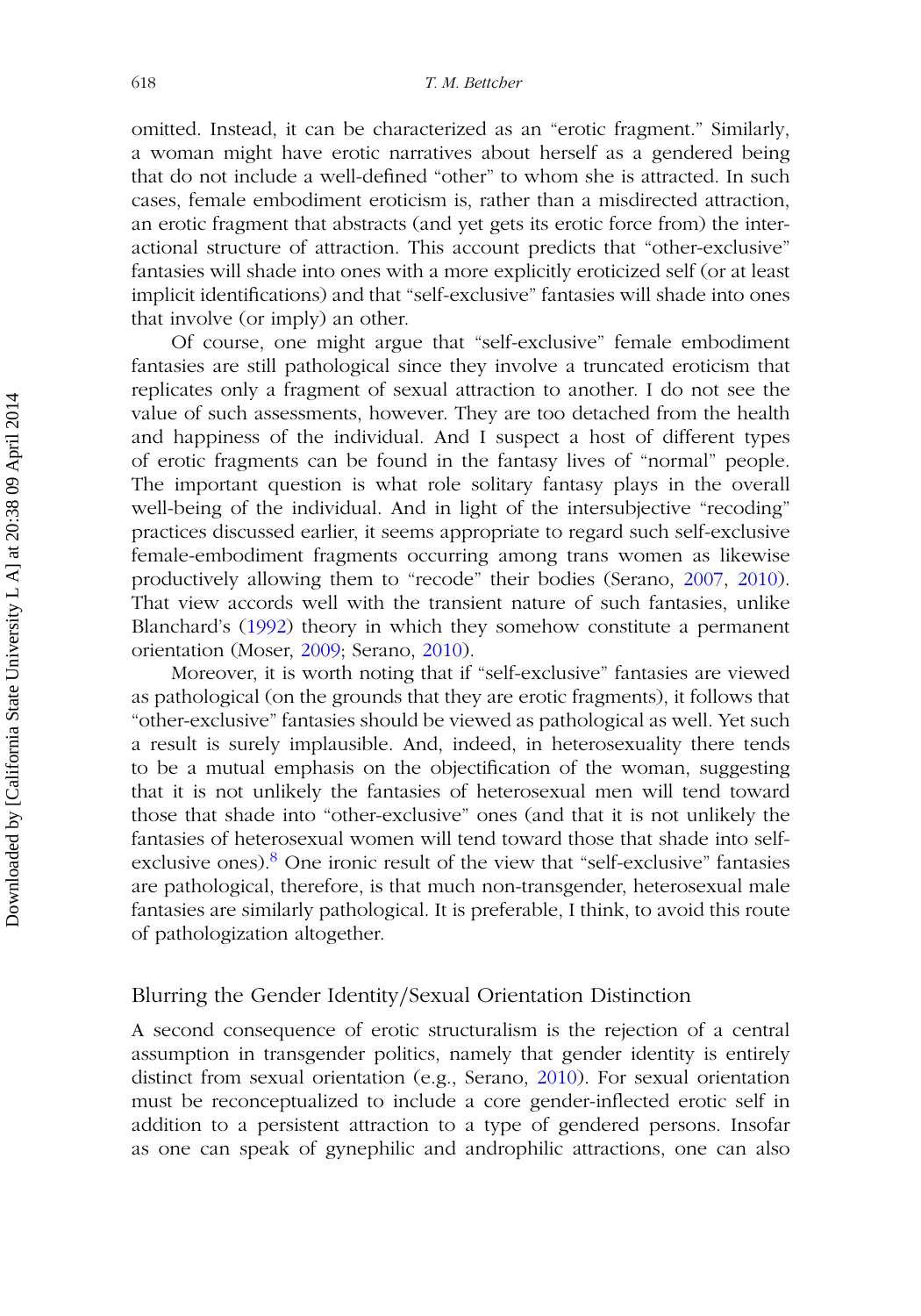omitted. Instead, it can be characterized as an "erotic fragment." Similarly, a woman might have erotic narratives about herself as a gendered being that do not include a well-defined "other" to whom she is attracted. In such cases, female embodiment eroticism is, rather than a misdirected attraction, an erotic fragment that abstracts (and yet gets its erotic force from) the interactional structure of attraction. This account predicts that "other-exclusive" fantasies will shade into ones with a more explicitly eroticized self (or at least implicit identifications) and that "self-exclusive" fantasies will shade into ones that involve (or imply) an other.

Of course, one might argue that "self-exclusive" female embodiment fantasies are still pathological since they involve a truncated eroticism that replicates only a fragment of sexual attraction to another. I do not see the value of such assessments, however. They are too detached from the health and happiness of the individual. And I suspect a host of different types of erotic fragments can be found in the fantasy lives of "normal" people. The important question is what role solitary fantasy plays in the overall well-being of the individual. And in light of the intersubjective "recoding" practices discussed earlier, it seems appropriate to regard such self-exclusive female-embodiment fragments occurring among trans women as likewise productively allowing them to "recode" their bodies (Serano, 2007, 2010). That view accords well with the transient nature of such fantasies, unlike Blanchard's (1992) theory in which they somehow constitute a permanent orientation (Moser, 2009; Serano, 2010).

Moreover, it is worth noting that if "self-exclusive" fantasies are viewed as pathological (on the grounds that they are erotic fragments), it follows that "other-exclusive" fantasies should be viewed as pathological as well. Yet such a result is surely implausible. And, indeed, in heterosexuality there tends to be a mutual emphasis on the objectification of the woman, suggesting that it is not unlikely the fantasies of heterosexual men will tend toward those that shade into "other-exclusive" ones (and that it is not unlikely the fantasies of heterosexual women will tend toward those that shade into self-exclusive ones).[8] One ironic result of the view that "self-exclusive" fantasies are pathological, therefore, is that much non-transgender, heterosexual male fantasies are similarly pathological. It is preferable, I think, to avoid this route of pathologization altogether.

## Blurring the Gender Identity/Sexual Orientation Distinction

A second consequence of erotic structuralism is the rejection of a central assumption in transgender politics, namely that gender identity is entirely distinct from sexual orientation (e.g., Serano, 2010). For sexual orientation must be reconceptualized to include a core gender-inflected erotic self in addition to a persistent attraction to a type of gendered persons. Insofar as one can speak of gynephilic and androphilic attractions, one can also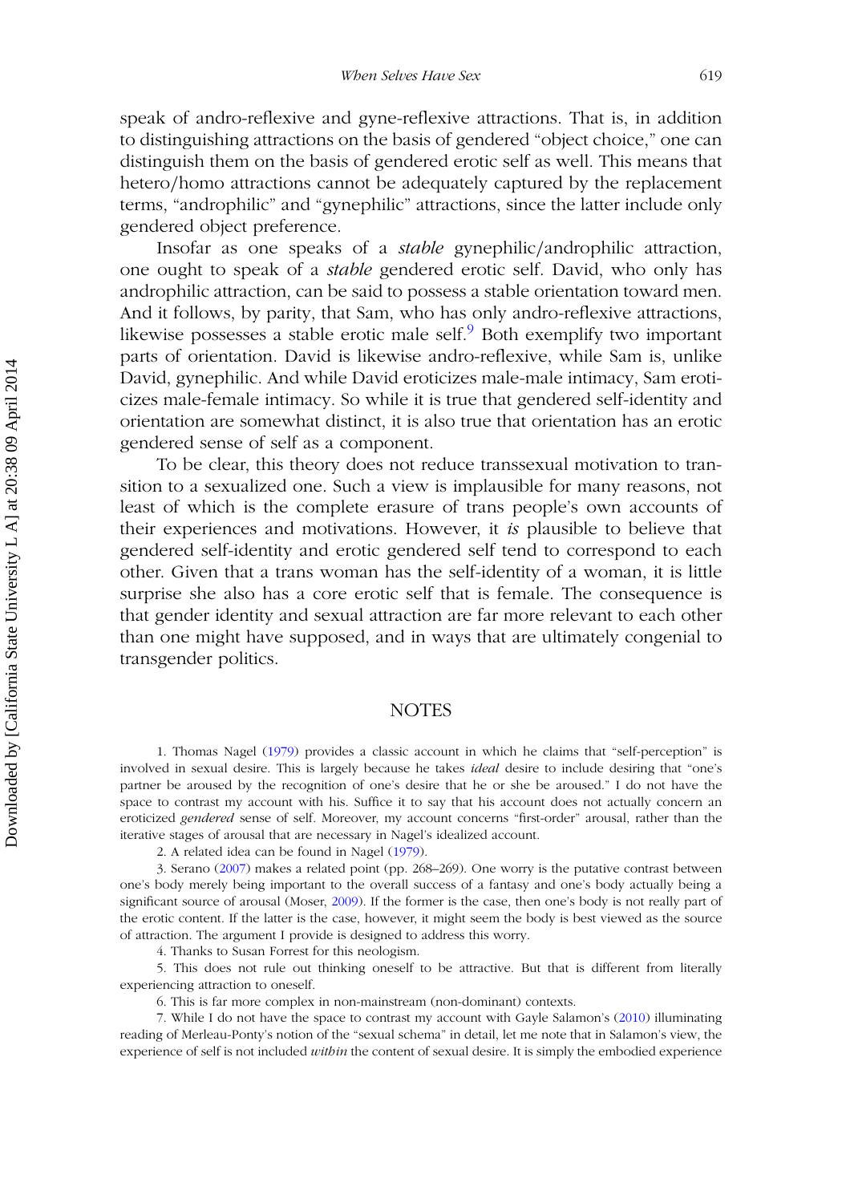speak of andro-reflexive and gyne-reflexive attractions. That is, in addition to distinguishing attractions on the basis of gendered "object choice," one can distinguish them on the basis of gendered erotic self as well. This means that hetero/homo attractions cannot be adequately captured by the replacement terms, "androphilic" and "gynephilic" attractions, since the latter include only gendered object preference.

Insofar as one speaks of a *stable* gynephilic/androphilic attraction, one ought to speak of a *stable* gendered erotic self. David, who only has androphilic attraction, can be said to possess a stable orientation toward men. And it follows, by parity, that Sam, who has only andro-reflexive attractions, likewise possesses a stable erotic male self.[9] Both exemplify two important parts of orientation. David is likewise andro-reflexive, while Sam is, unlike David, gynephilic. And while David eroticizes male-male intimacy, Sam eroticizes male-female intimacy. So while it is true that gendered self-identity and orientation are somewhat distinct, it is also true that orientation has an erotic gendered sense of self as a component.

To be clear, this theory does not reduce transsexual motivation to transition to a sexualized one. Such a view is implausible for many reasons, not least of which is the complete erasure of trans people's own accounts of their experiences and motivations. However, it *is* plausible to believe that gendered self-identity and erotic gendered self tend to correspond to each other. Given that a trans woman has the self-identity of a woman, it is little surprise she also has a core erotic self that is female. The consequence is that gender identity and sexual attraction are far more relevant to each other than one might have supposed, and in ways that are ultimately congenial to transgender politics.

## NOTES

1. Thomas Nagel (1979) provides a classic account in which he claims that "self-perception" is involved in sexual desire. This is largely because he takes *ideal* desire to include desiring that "one's partner be aroused by the recognition of one's desire that he or she be aroused." I do not have the space to contrast my account with his. Suffice it to say that his account does not actually concern an eroticized *gendered* sense of self. Moreover, my account concerns "first-order" arousal, rather than the iterative stages of arousal that are necessary in Nagel's idealized account.

2. A related idea can be found in Nagel (1979).

3. Serano (2007) makes a related point (pp. 268–269). One worry is the putative contrast between one's body merely being important to the overall success of a fantasy and one's body actually being a significant source of arousal (Moser, 2009). If the former is the case, then one's body is not really part of the erotic content. If the latter is the case, however, it might seem the body is best viewed as the source of attraction. The argument I provide is designed to address this worry.

4. Thanks to Susan Forrest for this neologism.

5. This does not rule out thinking oneself to be attractive. But that is different from literally experiencing attraction to oneself.

6. This is far more complex in non-mainstream (non-dominant) contexts.

7. While I do not have the space to contrast my account with Gayle Salamon's (2010) illuminating reading of Merleau-Ponty's notion of the "sexual schema" in detail, let me note that in Salamon's view, the experience of self is not included *within* the content of sexual desire. It is simply the embodied experience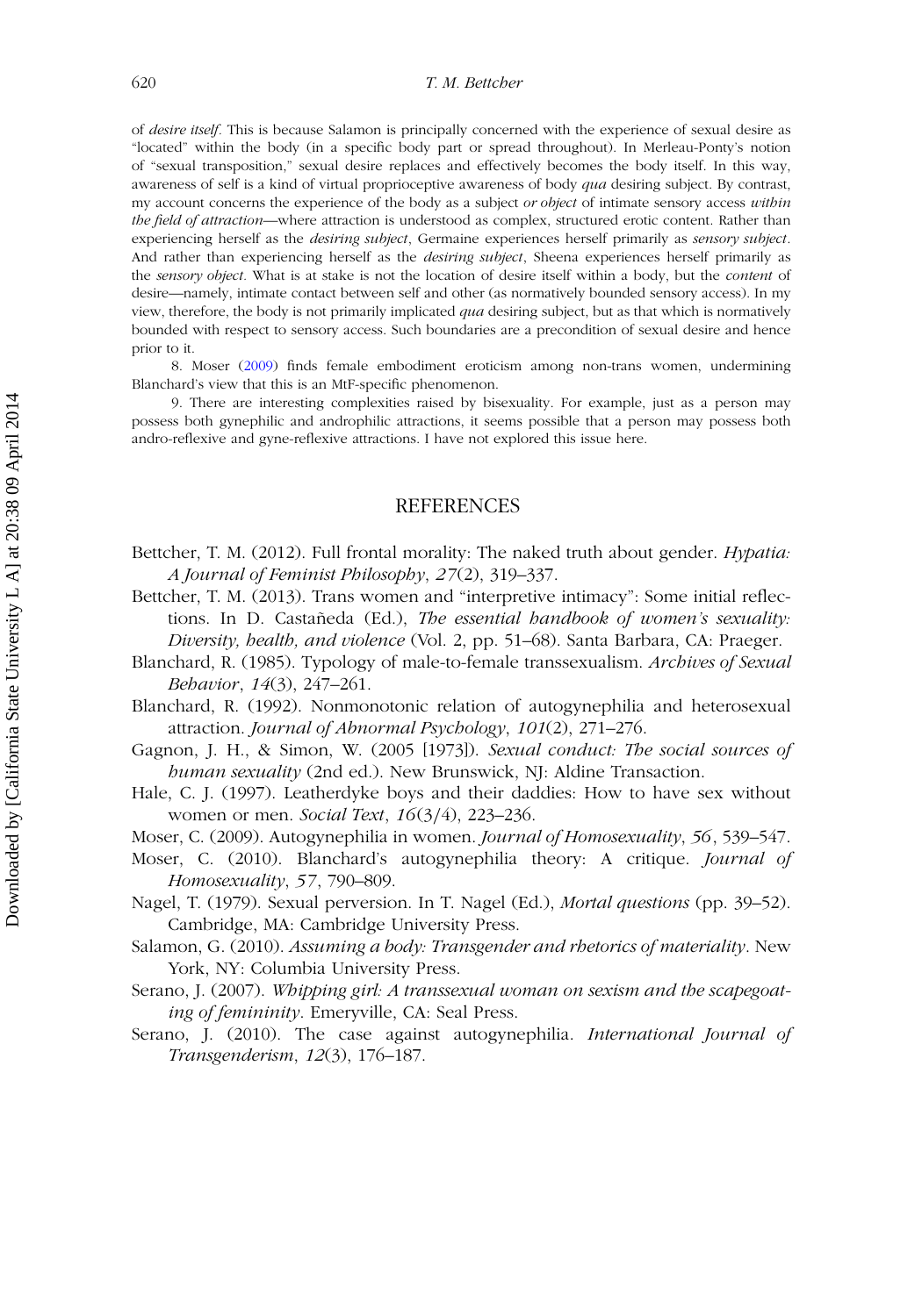of *desire itself*. This is because Salamon is principally concerned with the experience of sexual desire as "located" within the body (in a specific body part or spread throughout). In Merleau-Ponty's notion of "sexual transposition," sexual desire replaces and effectively becomes the body itself. In this way, awareness of self is a kind of virtual proprioceptive awareness of body *qua* desiring subject. By contrast, my account concerns the experience of the body as a subject *or object* of intimate sensory access *within the field of attraction*—where attraction is understood as complex, structured erotic content. Rather than experiencing herself as the *desiring subject*, Germaine experiences herself primarily as *sensory subject*. And rather than experiencing herself as the *desiring subject*, Sheena experiences herself primarily as the *sensory object*. What is at stake is not the location of desire itself within a body, but the *content* of desire—namely, intimate contact between self and other (as normatively bounded sensory access). In my view, therefore, the body is not primarily implicated *qua* desiring subject, but as that which is normatively bounded with respect to sensory access. Such boundaries are a precondition of sexual desire and hence prior to it.

8. Moser (2009) finds female embodiment eroticism among non-trans women, undermining Blanchard's view that this is an MtF-specific phenomenon.

9. There are interesting complexities raised by bisexuality. For example, just as a person may possess both gynephilic and androphilic attractions, it seems possible that a person may possess both andro-reflexive and gyne-reflexive attractions. I have not explored this issue here.

## REFERENCES

Bettcher, T. M. (2012). Full frontal morality: The naked truth about gender. *Hypatia: A Journal of Feminist Philosophy*, *27*(2), 319–337.

Bettcher, T. M. (2013). Trans women and "interpretive intimacy": Some initial reflections. In D. Castañeda (Ed.), *The essential handbook of women's sexuality: Diversity, health, and violence* (Vol. 2, pp. 51–68). Santa Barbara, CA: Praeger.

Blanchard, R. (1985). Typology of male-to-female transsexualism. *Archives of Sexual Behavior*, *14*(3), 247–261.

Blanchard, R. (1992). Nonmonotonic relation of autogynephilia and heterosexual attraction. *Journal of Abnormal Psychology*, *101*(2), 271–276.

Gagnon, J. H., & Simon, W. (2005 [1973]). *Sexual conduct: The social sources of human sexuality* (2nd ed.). New Brunswick, NJ: Aldine Transaction.

Hale, C. J. (1997). Leatherdyke boys and their daddies: How to have sex without women or men. *Social Text*, *16*(3/4), 223–236.

Moser, C. (2009). Autogynephilia in women. *Journal of Homosexuality*, *56*, 539–547.

Moser, C. (2010). Blanchard's autogynephilia theory: A critique. *Journal of Homosexuality*, *57*, 790–809.

Nagel, T. (1979). Sexual perversion. In T. Nagel (Ed.), *Mortal questions* (pp. 39–52). Cambridge, MA: Cambridge University Press.

Salamon, G. (2010). *Assuming a body: Transgender and rhetorics of materiality*. New York, NY: Columbia University Press.

Serano, J. (2007). *Whipping girl: A transsexual woman on sexism and the scapegoating of femininity*. Emeryville, CA: Seal Press.

Serano, J. (2010). The case against autogynephilia. *International Journal of Transgenderism*, *12*(3), 176–187.